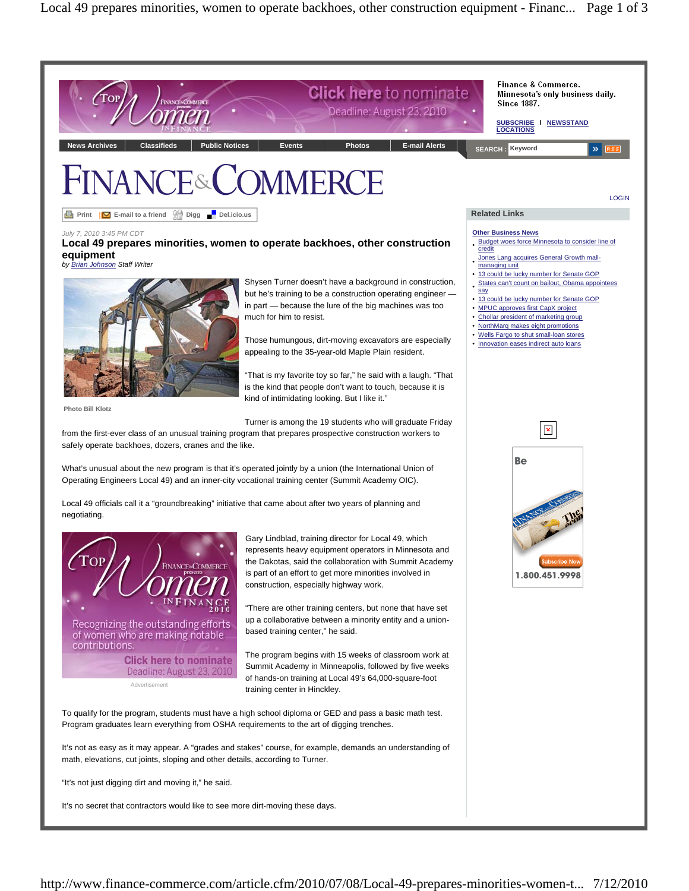July 7, 2010 3:45 PM CDT

# Local 49 prepares minorities, women to operate backhoes, other construction equipment

by Brian Johnson Staff Writer

Photo Bill Klotz

Shysen Turner doesn't have a background in construction, but he's training to be a construction operating engineer — in part — because the lure of the big machines was too much for him to resist.

Those humungous, dirt-moving excavators are especially appealing to the 35-year-old Maple Plain resident.

"That is my favorite toy so far," he said with a laugh. "That is the kind that people don't want to touch, because it is kind of intimidating looking. But I like it."

Turner is among the 19 students who will graduate Friday from the first-ever class of an unusual training program that prepares prospective construction workers to safely operate backhoes, dozers, cranes and the like.

What's unusual about the new program is that it's operated jointly by a union (the International Union of Operating Engineers Local 49) and an inner-city vocational training center (Summit Academy OIC).

Local 49 officials call it a "groundbreaking" initiative that came about after two years of planning and negotiating.

Gary Lindblad, training director for Local 49, which represents heavy equipment operators in Minnesota and the Dakotas, said the collaboration with Summit Academy is part of an effort to get more minorities involved in construction, especially highway work.

"There are other training centers, but none that have set up a collaborative between a minority entity and a union-based training center," he said.

The program begins with 15 weeks of classroom work at Summit Academy in Minneapolis, followed by five weeks of hands-on training at Local 49's 64,000-square-foot training center in Hinckley.

To qualify for the program, students must have a high school diploma or GED and pass a basic math test. Program graduates learn everything from OSHA requirements to the art of digging trenches.

It's not as easy as it may appear. A "grades and stakes" course, for example, demands an understanding of math, elevations, cut joints, sloping and other details, according to Turner.

"It's not just digging dirt and moving it," he said.

It's no secret that contractors would like to see more dirt-moving these days.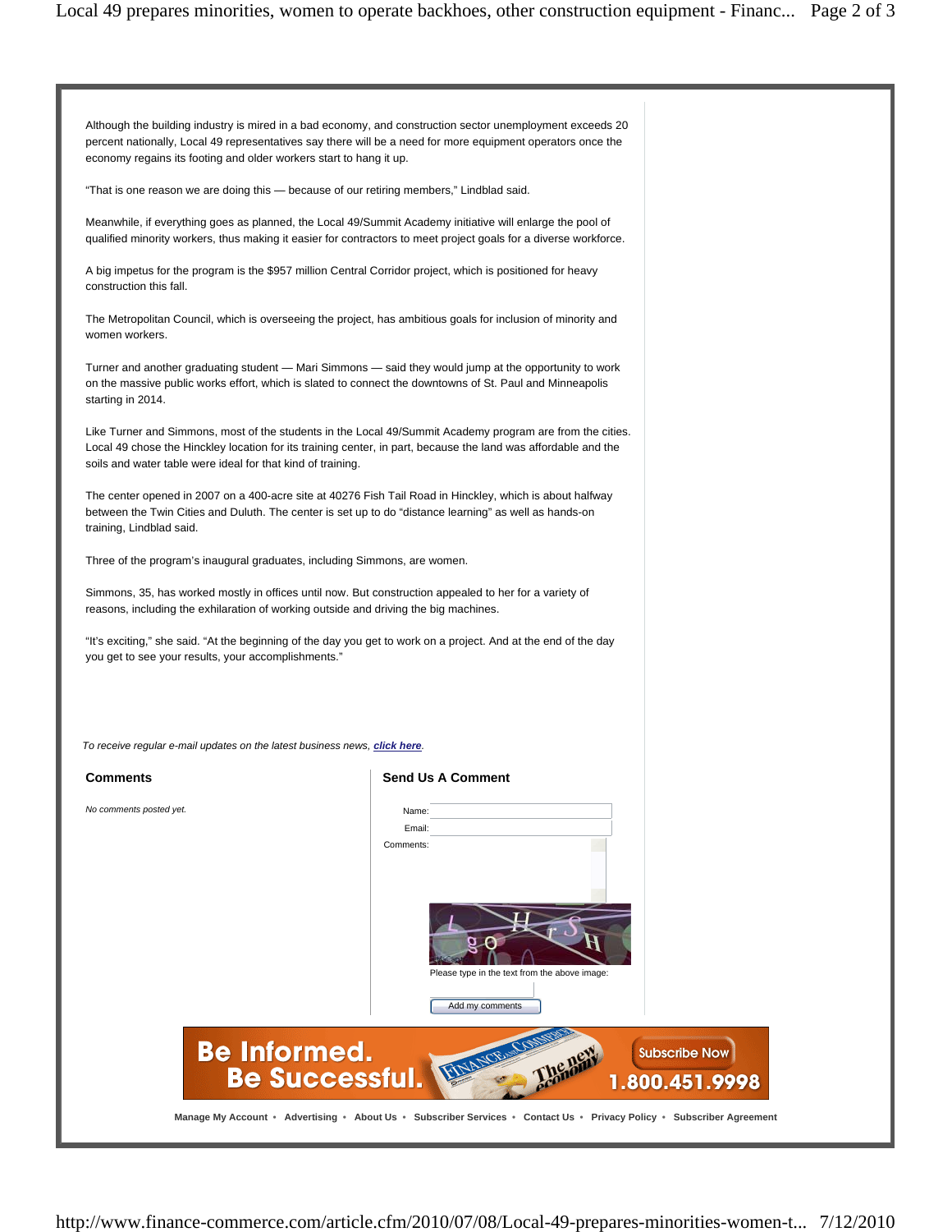Although the building industry is mired in a bad economy, and construction sector unemployment exceeds 20 percent nationally, Local 49 representatives say there will be a need for more equipment operators once the economy regains its footing and older workers start to hang it up.

"That is one reason we are doing this — because of our retiring members," Lindblad said.

Meanwhile, if everything goes as planned, the Local 49/Summit Academy initiative will enlarge the pool of qualified minority workers, thus making it easier for contractors to meet project goals for a diverse workforce.

A big impetus for the program is the $957 million Central Corridor project, which is positioned for heavy construction this fall.

The Metropolitan Council, which is overseeing the project, has ambitious goals for inclusion of minority and women workers.

Turner and another graduating student — Mari Simmons — said they would jump at the opportunity to work on the massive public works effort, which is slated to connect the downtowns of St. Paul and Minneapolis starting in 2014.

Like Turner and Simmons, most of the students in the Local 49/Summit Academy program are from the cities. Local 49 chose the Hinckley location for its training center, in part, because the land was affordable and the soils and water table were ideal for that kind of training.

The center opened in 2007 on a 400-acre site at 40276 Fish Tail Road in Hinckley, which is about halfway between the Twin Cities and Duluth. The center is set up to do "distance learning" as well as hands-on training, Lindblad said.

Three of the program's inaugural graduates, including Simmons, are women.

Simmons, 35, has worked mostly in offices until now. But construction appealed to her for a variety of reasons, including the exhilaration of working outside and driving the big machines.

"It's exciting," she said. "At the beginning of the day you get to work on a project. And at the end of the day you get to see your results, your accomplishments."

*To receive regular e-mail updates on the latest business news, **click here**.*

**Comments**

*No comments posted yet.*

**Send Us A Comment**

Name:

Email:

Comments:

Please type in the text from the above image:

Add my comments

Be Informed. Be Successful. Subscribe Now 1.800.451.9998

Manage My Account • Advertising • About Us • Subscriber Services • Contact Us • Privacy Policy • Subscriber Agreement